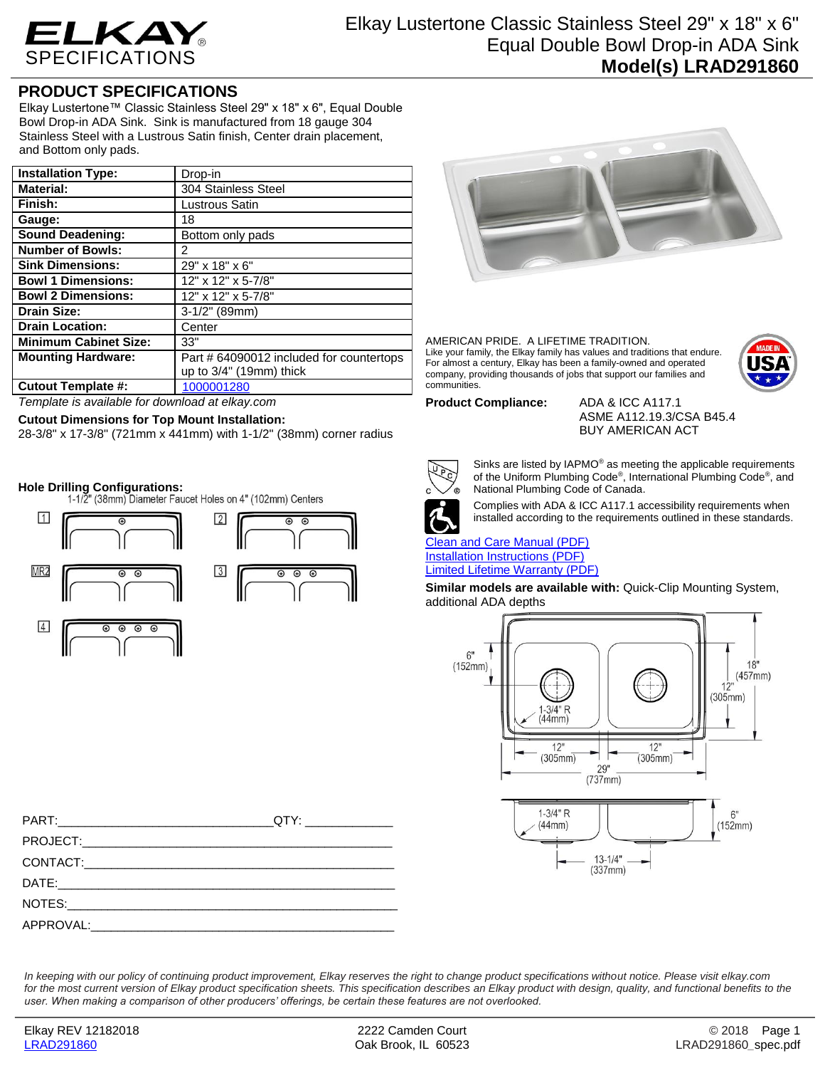# ELKAY SPECIFICATIONS

## Elkay Lustertone Classic Stainless Steel 29" x 18" x 6" Equal Double Bowl Drop-in ADA Sink

**Model(s) LRAD291860**

## PRODUCT SPECIFICATIONS

Elkay Lustertone™ Classic Stainless Steel 29" x 18" x 6", Equal Double Bowl Drop-in ADA Sink. Sink is manufactured from 18 gauge 304 Stainless Steel with a Lustrous Satin finish, Center drain placement, and Bottom only pads.

| | |
|---|---|
| **Installation Type:** | Drop-in |
| **Material:** | 304 Stainless Steel |
| **Finish:** | Lustrous Satin |
| **Gauge:** | 18 |
| **Sound Deadening:** | Bottom only pads |
| **Number of Bowls:** | 2 |
| **Sink Dimensions:** | 29" x 18" x 6" |
| **Bowl 1 Dimensions:** | 12" x 12" x 5-7/8" |
| **Bowl 2 Dimensions:** | 12" x 12" x 5-7/8" |
| **Drain Size:** | 3-1/2" (89mm) |
| **Drain Location:** | Center |
| **Minimum Cabinet Size:** | 33" |
| **Mounting Hardware:** | Part # 64090012 included for countertops up to 3/4" (19mm) thick |
| **Cutout Template #:** | 1000001280 |

*Template is available for download at elkay.com*

**Cutout Dimensions for Top Mount Installation:**
28-3/8" x 17-3/8" (721mm x 441mm) with 1-1/2" (38mm) corner radius

**Hole Drilling Configurations:**
1-1/2" (38mm) Diameter Faucet Holes on 4" (102mm) Centers

1, 2, MR2, 3, 4

AMERICAN PRIDE. A LIFETIME TRADITION.
Like your family, the Elkay family has values and traditions that endure. For almost a century, Elkay has been a family-owned and operated company, providing thousands of jobs that support our families and communities.

MADE IN USA

**Product Compliance:** ADA & ICC A117.1
ASME A112.19.3/CSA B45.4
BUY AMERICAN ACT

Sinks are listed by IAPMO® as meeting the applicable requirements of the Uniform Plumbing Code®, International Plumbing Code®, and National Plumbing Code of Canada.

Complies with ADA & ICC A117.1 accessibility requirements when installed according to the requirements outlined in these standards.

Clean and Care Manual (PDF)
Installation Instructions (PDF)
Limited Lifetime Warranty (PDF)

**Similar models are available with:** Quick-Clip Mounting System, additional ADA depths

6" (152mm) · 18" (457mm) · 12" (305mm) · 1-3/4" R (44mm) · 12" (305mm) · 12" (305mm) · 29" (737mm)

1-3/4" R (44mm) · 6" (152mm) · 13-1/4" (337mm)

PART:_______________________________QTY: ____________
PROJECT:______________________________________________
CONTACT:______________________________________________
DATE:_________________________________________________
NOTES:________________________________________________
APPROVAL:_____________________________________________

*In keeping with our policy of continuing product improvement, Elkay reserves the right to change product specifications without notice. Please visit elkay.com for the most current version of Elkay product specification sheets. This specification describes an Elkay product with design, quality, and functional benefits to the user. When making a comparison of other producers' offerings, be certain these features are not overlooked.*

Elkay REV 12182018 | 2222 Camden Court, Oak Brook, IL 60523 | © 2018
LRAD291860 | LRAD291860_spec.pdf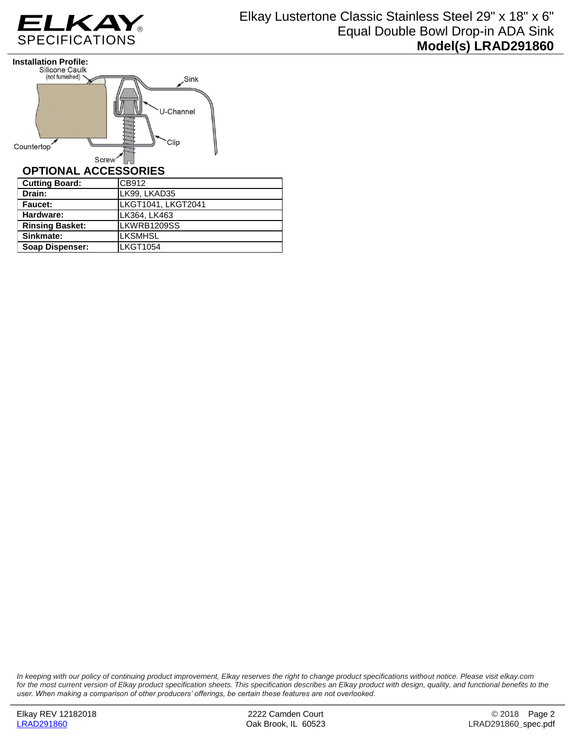**Installation Profile:**

Silicone Caulk
(not furnished)

Sink

U-Channel

Clip

Countertop

Screw

## OPTIONAL ACCESSORIES

| | |
|---|---|
| **Cutting Board:** | CB912 |
| **Drain:** | LK99, LKAD35 |
| **Faucet:** | LKGT1041, LKGT2041 |
| **Hardware:** | LK364, LK463 |
| **Rinsing Basket:** | LKWRB1209SS |
| **Sinkmate:** | LKSMHSL |
| **Soap Dispenser:** | LKGT1054 |

*In keeping with our policy of continuing product improvement, Elkay reserves the right to change product specifications without notice. Please visit elkay.com for the most current version of Elkay product specification sheets. This specification describes an Elkay product with design, quality, and functional benefits to the user. When making a comparison of other producers' offerings, be certain these features are not overlooked.*